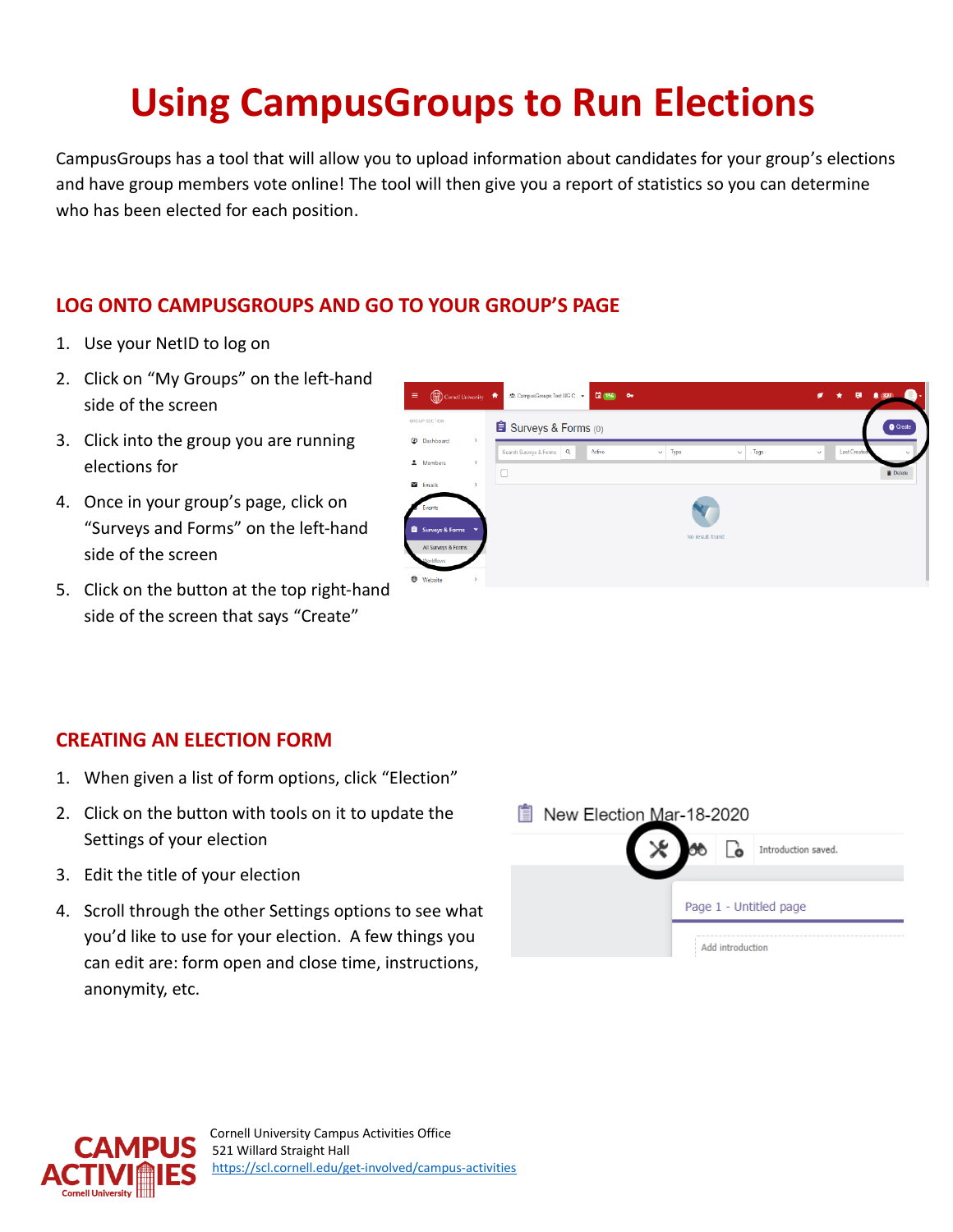# Using CampusGroups to Run Elections

CampusGroups has a tool that will allow you to upload information about candidates for your group's elections and have group members vote online! The tool will then give you a report of statistics so you can determine who has been elected for each position.

## LOG ONTO CAMPUSGROUPS AND GO TO YOUR GROUP'S PAGE

1. Use your NetID to log on
2. Click on "My Groups" on the left-hand side of the screen
3. Click into the group you are running elections for
4. Once in your group's page, click on "Surveys and Forms" on the left-hand side of the screen
5. Click on the button at the top right-hand side of the screen that says "Create"

## CREATING AN ELECTION FORM

1. When given a list of form options, click "Election"
2. Click on the button with tools on it to update the Settings of your election
3. Edit the title of your election
4. Scroll through the other Settings options to see what you'd like to use for your election. A few things you can edit are: form open and close time, instructions, anonymity, etc.

Cornell University Campus Activities Office
521 Willard Straight Hall
https://scl.cornell.edu/get-involved/campus-activities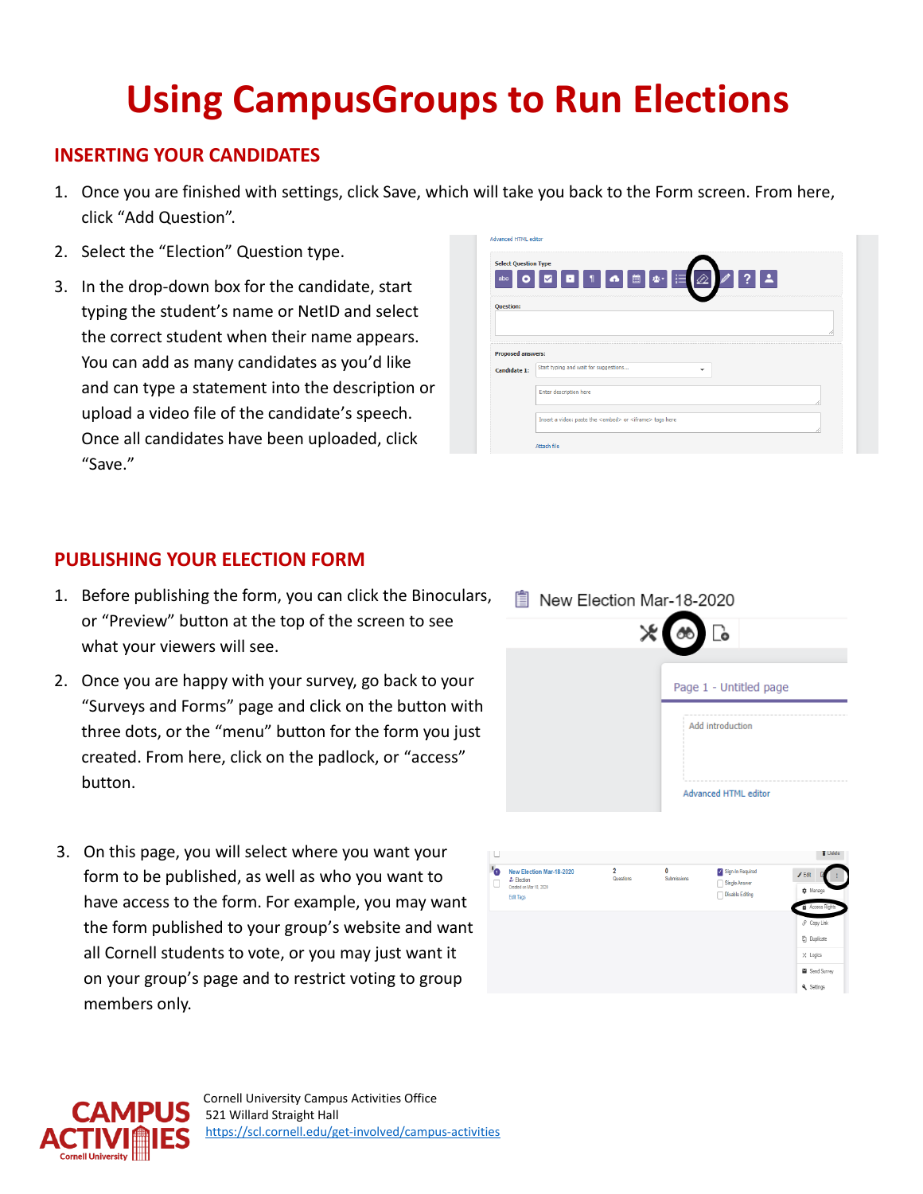# Using CampusGroups to Run Elections

## INSERTING YOUR CANDIDATES

1. Once you are finished with settings, click Save, which will take you back to the Form screen. From here, click "Add Question".
2. Select the "Election" Question type.
3. In the drop-down box for the candidate, start typing the student's name or NetID and select the correct student when their name appears. You can add as many candidates as you'd like and can type a statement into the description or upload a video file of the candidate's speech. Once all candidates have been uploaded, click "Save."

## PUBLISHING YOUR ELECTION FORM

1. Before publishing the form, you can click the Binoculars, or "Preview" button at the top of the screen to see what your viewers will see.
2. Once you are happy with your survey, go back to your "Surveys and Forms" page and click on the button with three dots, or the "menu" button for the form you just created. From here, click on the padlock, or "access" button.
3. On this page, you will select where you want your form to be published, as well as who you want to have access to the form. For example, you may want the form published to your group's website and want all Cornell students to vote, or you may just want it on your group's page and to restrict voting to group members only.

Cornell University Campus Activities Office
521 Willard Straight Hall
https://scl.cornell.edu/get-involved/campus-activities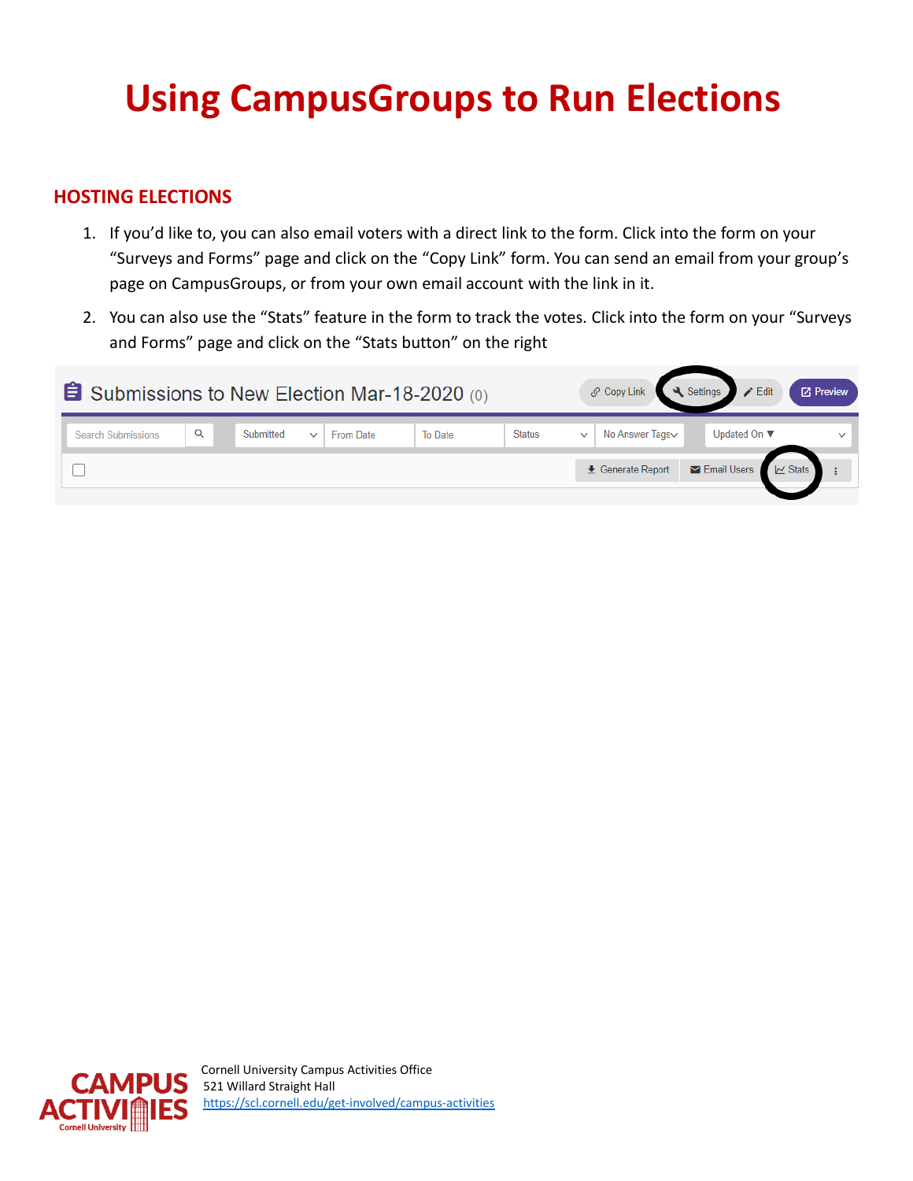# Using CampusGroups to Run Elections

## HOSTING ELECTIONS

1. If you'd like to, you can also email voters with a direct link to the form. Click into the form on your "Surveys and Forms" page and click on the "Copy Link" form. You can send an email from your group's page on CampusGroups, or from your own email account with the link in it.
2. You can also use the "Stats" feature in the form to track the votes. Click into the form on your "Surveys and Forms" page and click on the "Stats button" on the right